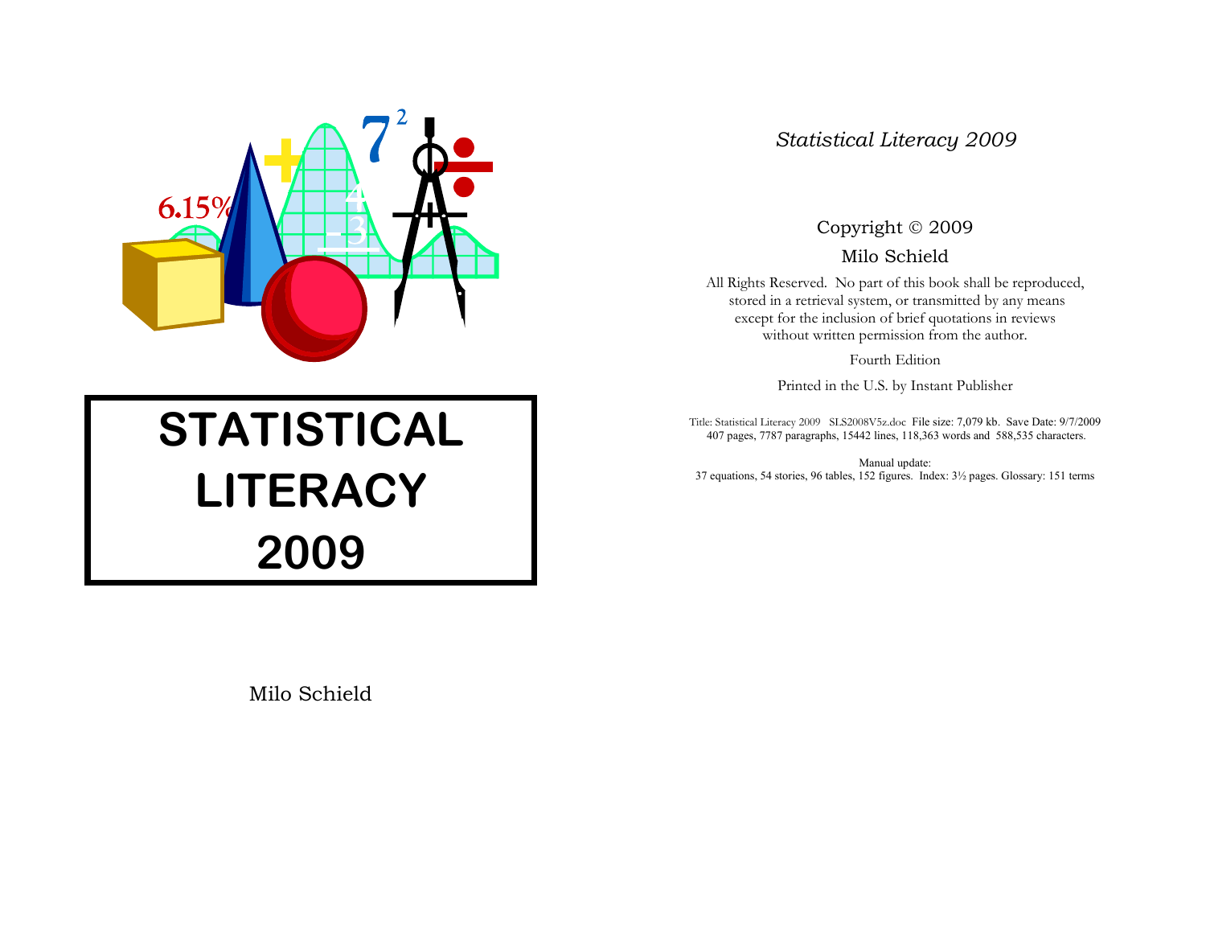# STATISTICAL LITERACY 2009

Milo Schield

*Statistical Literacy 2009*

Copyright © 2009

Milo Schield

All Rights Reserved. No part of this book shall be reproduced, stored in a retrieval system, or transmitted by any means except for the inclusion of brief quotations in reviews without written permission from the author.

Fourth Edition

Printed in the U.S. by Instant Publisher

Title: Statistical Literacy 2009 SLS2008V5z.doc File size: 7,079 kb. Save Date: 9/7/2009
407 pages, 7787 paragraphs, 15442 lines, 118,363 words and 588,535 characters.

Manual update:
37 equations, 54 stories, 96 tables, 152 figures. Index: 3½ pages. Glossary: 151 terms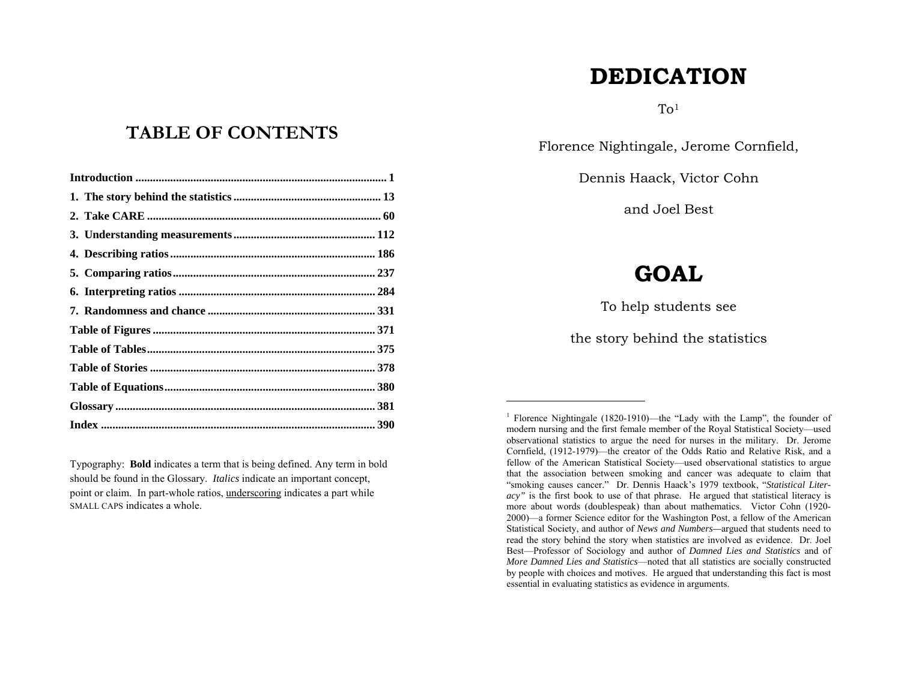# TABLE OF CONTENTS

| | |
|---|---|
| **Introduction** | **1** |
| **1. The story behind the statistics** | **13** |
| **2. Take CARE** | **60** |
| **3. Understanding measurements** | **112** |
| **4. Describing ratios** | **186** |
| **5. Comparing ratios** | **237** |
| **6. Interpreting ratios** | **284** |
| **7. Randomness and chance** | **331** |
| **Table of Figures** | **371** |
| **Table of Tables** | **375** |
| **Table of Stories** | **378** |
| **Table of Equations** | **380** |
| **Glossary** | **381** |
| **Index** | **390** |

Typography: **Bold** indicates a term that is being defined. Any term in bold should be found in the Glossary. *Italics* indicate an important concept, point or claim. In part-whole ratios, <u>underscoring</u> indicates a part while SMALL CAPS indicates a whole.

# DEDICATION

To[1]

Florence Nightingale, Jerome Cornfield,

Dennis Haack, Victor Cohn

and Joel Best

# GOAL

To help students see

the story behind the statistics

---

[1] Florence Nightingale (1820-1910)—the "Lady with the Lamp", the founder of modern nursing and the first female member of the Royal Statistical Society—used observational statistics to argue the need for nurses in the military. Dr. Jerome Cornfield, (1912-1979)—the creator of the Odds Ratio and Relative Risk, and a fellow of the American Statistical Society—used observational statistics to argue that the association between smoking and cancer was adequate to claim that "smoking causes cancer." Dr. Dennis Haack's 1979 textbook, "*Statistical Literacy"* is the first book to use of that phrase. He argued that statistical literacy is more about words (doublespeak) than about mathematics. Victor Cohn (1920-2000)—a former Science editor for the Washington Post, a fellow of the American Statistical Society, and author of *News and Numbers*—argued that students need to read the story behind the story when statistics are involved as evidence. Dr. Joel Best—Professor of Sociology and author of *Damned Lies and Statistics* and of *More Damned Lies and Statistics*—noted that all statistics are socially constructed by people with choices and motives. He argued that understanding this fact is most essential in evaluating statistics as evidence in arguments.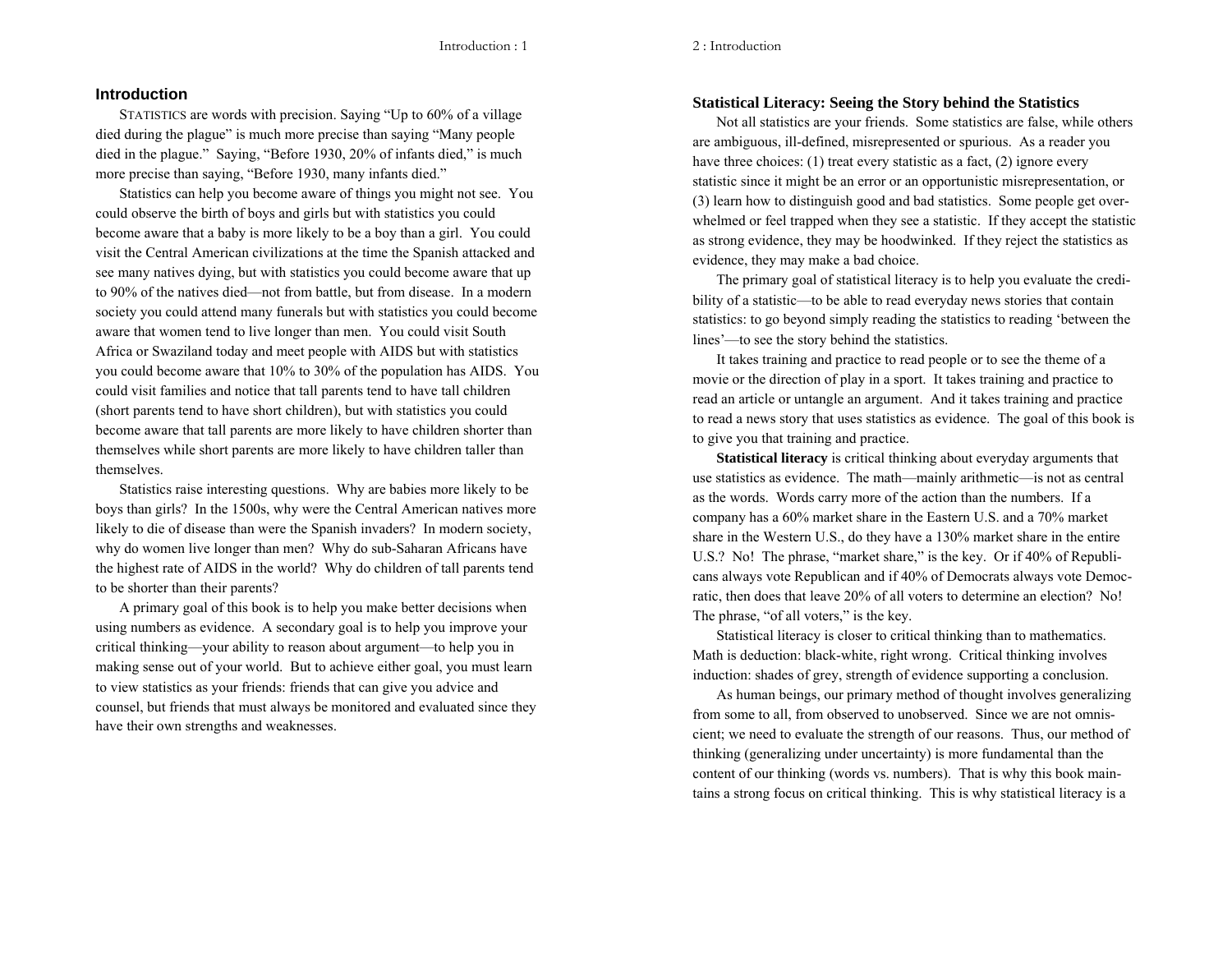## Introduction

STATISTICS are words with precision. Saying "Up to 60% of a village died during the plague" is much more precise than saying "Many people died in the plague." Saying, "Before 1930, 20% of infants died," is much more precise than saying, "Before 1930, many infants died."

Statistics can help you become aware of things you might not see. You could observe the birth of boys and girls but with statistics you could become aware that a baby is more likely to be a boy than a girl. You could visit the Central American civilizations at the time the Spanish attacked and see many natives dying, but with statistics you could become aware that up to 90% of the natives died—not from battle, but from disease. In a modern society you could attend many funerals but with statistics you could become aware that women tend to live longer than men. You could visit South Africa or Swaziland today and meet people with AIDS but with statistics you could become aware that 10% to 30% of the population has AIDS. You could visit families and notice that tall parents tend to have tall children (short parents tend to have short children), but with statistics you could become aware that tall parents are more likely to have children shorter than themselves while short parents are more likely to have children taller than themselves.

Statistics raise interesting questions. Why are babies more likely to be boys than girls? In the 1500s, why were the Central American natives more likely to die of disease than were the Spanish invaders? In modern society, why do women live longer than men? Why do sub-Saharan Africans have the highest rate of AIDS in the world? Why do children of tall parents tend to be shorter than their parents?

A primary goal of this book is to help you make better decisions when using numbers as evidence. A secondary goal is to help you improve your critical thinking—your ability to reason about argument—to help you in making sense out of your world. But to achieve either goal, you must learn to view statistics as your friends: friends that can give you advice and counsel, but friends that must always be monitored and evaluated since they have their own strengths and weaknesses.

### Statistical Literacy: Seeing the Story behind the Statistics

Not all statistics are your friends. Some statistics are false, while others are ambiguous, ill-defined, misrepresented or spurious. As a reader you have three choices: (1) treat every statistic as a fact, (2) ignore every statistic since it might be an error or an opportunistic misrepresentation, or (3) learn how to distinguish good and bad statistics. Some people get overwhelmed or feel trapped when they see a statistic. If they accept the statistic as strong evidence, they may be hoodwinked. If they reject the statistics as evidence, they may make a bad choice.

The primary goal of statistical literacy is to help you evaluate the credibility of a statistic—to be able to read everyday news stories that contain statistics: to go beyond simply reading the statistics to reading 'between the lines'—to see the story behind the statistics.

It takes training and practice to read people or to see the theme of a movie or the direction of play in a sport. It takes training and practice to read an article or untangle an argument. And it takes training and practice to read a news story that uses statistics as evidence. The goal of this book is to give you that training and practice.

**Statistical literacy** is critical thinking about everyday arguments that use statistics as evidence. The math—mainly arithmetic—is not as central as the words. Words carry more of the action than the numbers. If a company has a 60% market share in the Eastern U.S. and a 70% market share in the Western U.S., do they have a 130% market share in the entire U.S.? No! The phrase, "market share," is the key. Or if 40% of Republicans always vote Republican and if 40% of Democrats always vote Democratic, then does that leave 20% of all voters to determine an election? No! The phrase, "of all voters," is the key.

Statistical literacy is closer to critical thinking than to mathematics. Math is deduction: black-white, right wrong. Critical thinking involves induction: shades of grey, strength of evidence supporting a conclusion.

As human beings, our primary method of thought involves generalizing from some to all, from observed to unobserved. Since we are not omniscient; we need to evaluate the strength of our reasons. Thus, our method of thinking (generalizing under uncertainty) is more fundamental than the content of our thinking (words vs. numbers). That is why this book maintains a strong focus on critical thinking. This is why statistical literacy is a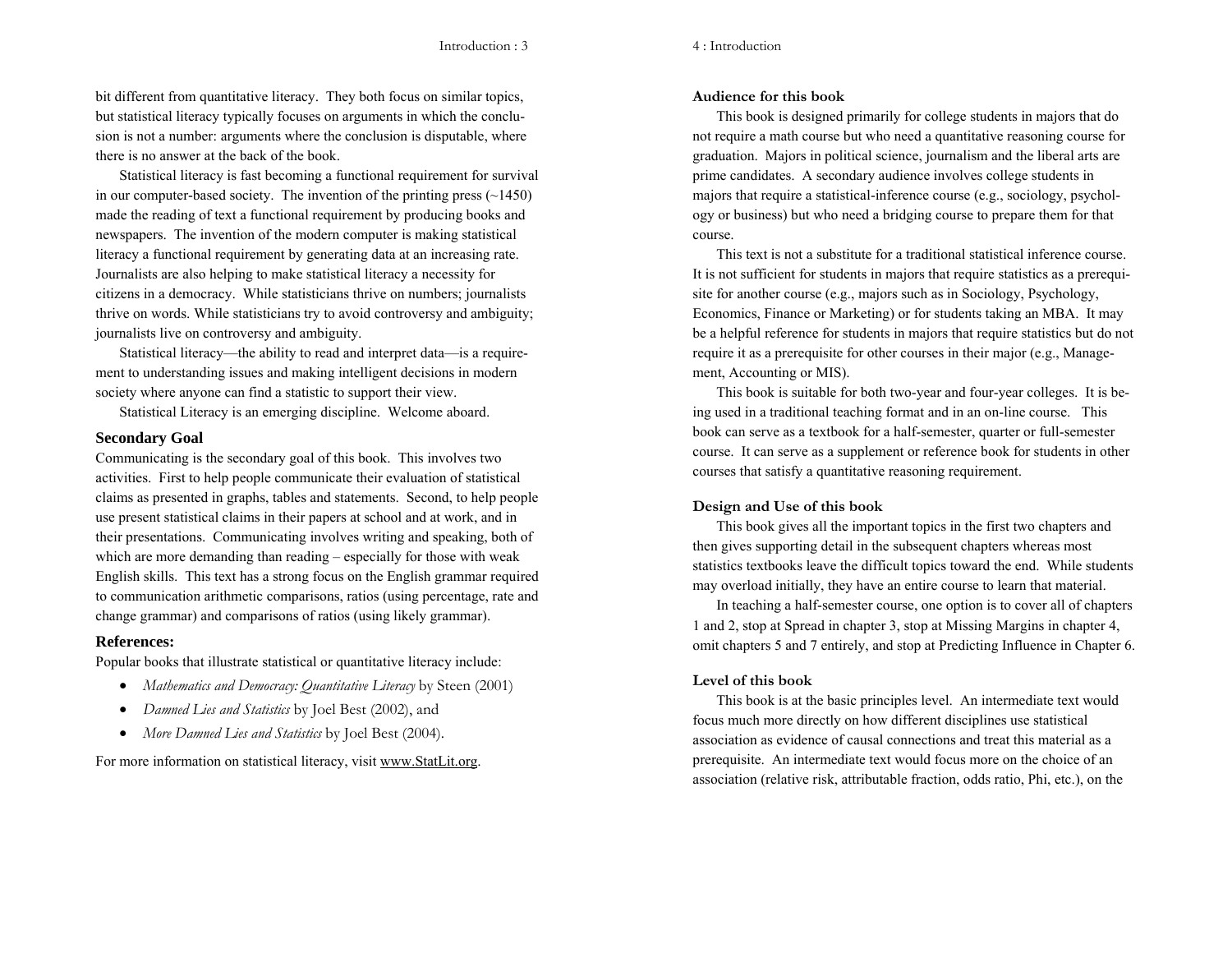bit different from quantitative literacy. They both focus on similar topics, but statistical literacy typically focuses on arguments in which the conclusion is not a number: arguments where the conclusion is disputable, where there is no answer at the back of the book.

Statistical literacy is fast becoming a functional requirement for survival in our computer-based society. The invention of the printing press (~1450) made the reading of text a functional requirement by producing books and newspapers. The invention of the modern computer is making statistical literacy a functional requirement by generating data at an increasing rate. Journalists are also helping to make statistical literacy a necessity for citizens in a democracy. While statisticians thrive on numbers; journalists thrive on words. While statisticians try to avoid controversy and ambiguity; journalists live on controversy and ambiguity.

Statistical literacy—the ability to read and interpret data—is a requirement to understanding issues and making intelligent decisions in modern society where anyone can find a statistic to support their view.

Statistical Literacy is an emerging discipline. Welcome aboard.

### Secondary Goal

Communicating is the secondary goal of this book. This involves two activities. First to help people communicate their evaluation of statistical claims as presented in graphs, tables and statements. Second, to help people use present statistical claims in their papers at school and at work, and in their presentations. Communicating involves writing and speaking, both of which are more demanding than reading – especially for those with weak English skills. This text has a strong focus on the English grammar required to communication arithmetic comparisons, ratios (using percentage, rate and change grammar) and comparisons of ratios (using likely grammar).

### References:

Popular books that illustrate statistical or quantitative literacy include:

- *Mathematics and Democracy: Quantitative Literacy* by Steen (2001)
- *Damned Lies and Statistics* by Joel Best (2002), and
- *More Damned Lies and Statistics* by Joel Best (2004).

For more information on statistical literacy, visit www.StatLit.org.

### Audience for this book

This book is designed primarily for college students in majors that do not require a math course but who need a quantitative reasoning course for graduation. Majors in political science, journalism and the liberal arts are prime candidates. A secondary audience involves college students in majors that require a statistical-inference course (e.g., sociology, psychology or business) but who need a bridging course to prepare them for that course.

This text is not a substitute for a traditional statistical inference course. It is not sufficient for students in majors that require statistics as a prerequisite for another course (e.g., majors such as in Sociology, Psychology, Economics, Finance or Marketing) or for students taking an MBA. It may be a helpful reference for students in majors that require statistics but do not require it as a prerequisite for other courses in their major (e.g., Management, Accounting or MIS).

This book is suitable for both two-year and four-year colleges. It is being used in a traditional teaching format and in an on-line course. This book can serve as a textbook for a half-semester, quarter or full-semester course. It can serve as a supplement or reference book for students in other courses that satisfy a quantitative reasoning requirement.

### Design and Use of this book

This book gives all the important topics in the first two chapters and then gives supporting detail in the subsequent chapters whereas most statistics textbooks leave the difficult topics toward the end. While students may overload initially, they have an entire course to learn that material.

In teaching a half-semester course, one option is to cover all of chapters 1 and 2, stop at Spread in chapter 3, stop at Missing Margins in chapter 4, omit chapters 5 and 7 entirely, and stop at Predicting Influence in Chapter 6.

### Level of this book

This book is at the basic principles level. An intermediate text would focus much more directly on how different disciplines use statistical association as evidence of causal connections and treat this material as a prerequisite. An intermediate text would focus more on the choice of an association (relative risk, attributable fraction, odds ratio, Phi, etc.), on the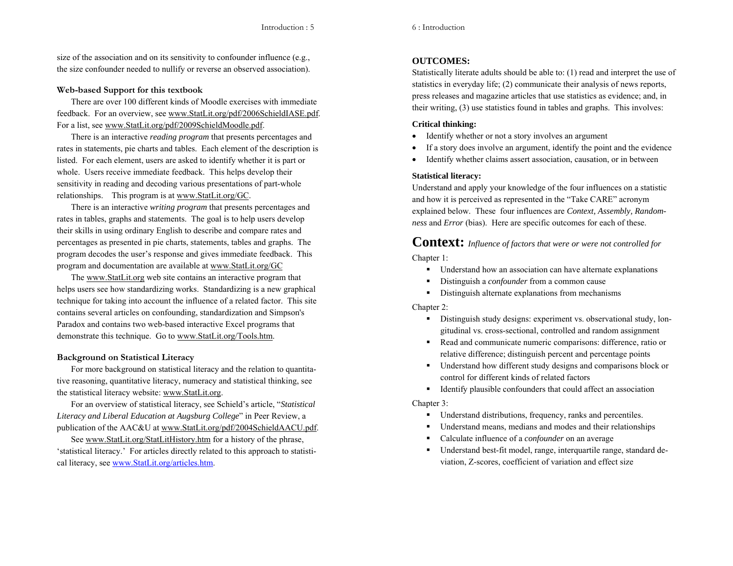size of the association and on its sensitivity to confounder influence (e.g., the size confounder needed to nullify or reverse an observed association).

### Web-based Support for this textbook

There are over 100 different kinds of Moodle exercises with immediate feedback. For an overview, see www.StatLit.org/pdf/2006SchieldIASE.pdf. For a list, see www.StatLit.org/pdf/2009SchieldMoodle.pdf.

There is an interactive *reading program* that presents percentages and rates in statements, pie charts and tables. Each element of the description is listed. For each element, users are asked to identify whether it is part or whole. Users receive immediate feedback. This helps develop their sensitivity in reading and decoding various presentations of part-whole relationships. This program is at www.StatLit.org/GC.

There is an interactive *writing program* that presents percentages and rates in tables, graphs and statements. The goal is to help users develop their skills in using ordinary English to describe and compare rates and percentages as presented in pie charts, statements, tables and graphs. The program decodes the user's response and gives immediate feedback. This program and documentation are available at www.StatLit.org/GC

The www.StatLit.org web site contains an interactive program that helps users see how standardizing works. Standardizing is a new graphical technique for taking into account the influence of a related factor. This site contains several articles on confounding, standardization and Simpson's Paradox and contains two web-based interactive Excel programs that demonstrate this technique. Go to www.StatLit.org/Tools.htm.

### Background on Statistical Literacy

For more background on statistical literacy and the relation to quantitative reasoning, quantitative literacy, numeracy and statistical thinking, see the statistical literacy website: www.StatLit.org.

For an overview of statistical literacy, see Schield's article, "*Statistical Literacy and Liberal Education at Augsburg College*" in Peer Review, a publication of the AAC&U at www.StatLit.org/pdf/2004SchieldAACU.pdf.

See www.StatLit.org/StatLitHistory.htm for a history of the phrase, 'statistical literacy.' For articles directly related to this approach to statistical literacy, see www.StatLit.org/articles.htm.

### OUTCOMES:

Statistically literate adults should be able to: (1) read and interpret the use of statistics in everyday life; (2) communicate their analysis of news reports, press releases and magazine articles that use statistics as evidence; and, in their writing, (3) use statistics found in tables and graphs. This involves:

**Critical thinking:**

- Identify whether or not a story involves an argument
- If a story does involve an argument, identify the point and the evidence
- Identify whether claims assert association, causation, or in between

**Statistical literacy:**

Understand and apply your knowledge of the four influences on a statistic and how it is perceived as represented in the "Take CARE" acronym explained below. These four influences are *Context, Assembly, Randomness* and *Error* (bias). Here are specific outcomes for each of these.

## Context: *Influence of factors that were or were not controlled for*

Chapter 1:

- Understand how an association can have alternate explanations
- Distinguish a *confounder* from a common cause
- Distinguish alternate explanations from mechanisms

Chapter 2:

- Distinguish study designs: experiment vs. observational study, longitudinal vs. cross-sectional, controlled and random assignment
- Read and communicate numeric comparisons: difference, ratio or relative difference; distinguish percent and percentage points
- Understand how different study designs and comparisons block or control for different kinds of related factors
- Identify plausible confounders that could affect an association

Chapter 3:

- Understand distributions, frequency, ranks and percentiles.
- Understand means, medians and modes and their relationships
- Calculate influence of a *confounder* on an average
- Understand best-fit model, range, interquartile range, standard deviation, Z-scores, coefficient of variation and effect size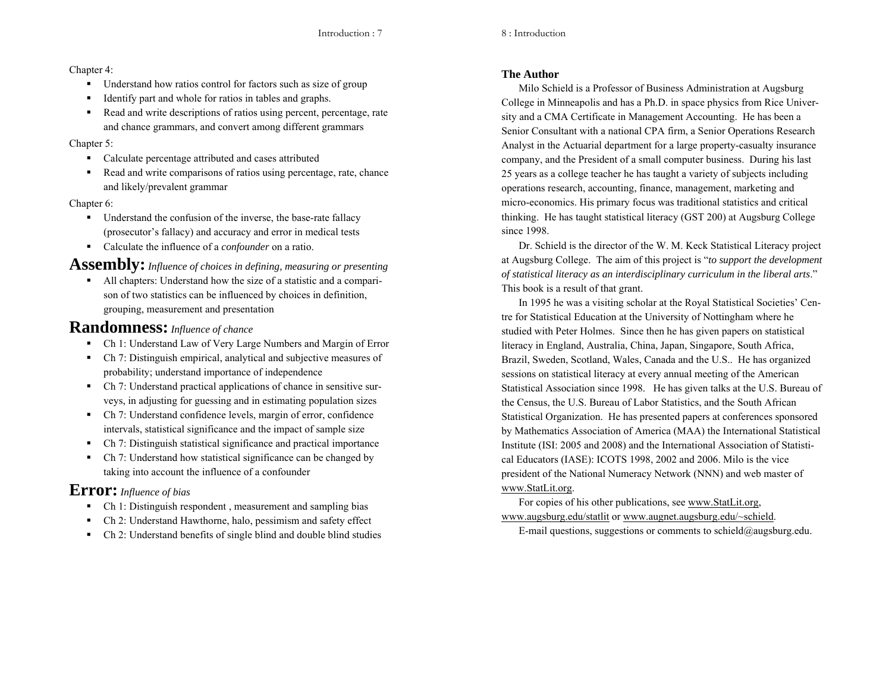Chapter 4:

- Understand how ratios control for factors such as size of group
- Identify part and whole for ratios in tables and graphs.
- Read and write descriptions of ratios using percent, percentage, rate and chance grammars, and convert among different grammars

Chapter 5:

- Calculate percentage attributed and cases attributed
- Read and write comparisons of ratios using percentage, rate, chance and likely/prevalent grammar

Chapter 6:

- Understand the confusion of the inverse, the base-rate fallacy (prosecutor's fallacy) and accuracy and error in medical tests
- Calculate the influence of a *confounder* on a ratio.

## Assembly: *Influence of choices in defining, measuring or presenting*

- All chapters: Understand how the size of a statistic and a comparison of two statistics can be influenced by choices in definition, grouping, measurement and presentation

## Randomness: *Influence of chance*

- Ch 1: Understand Law of Very Large Numbers and Margin of Error
- Ch 7: Distinguish empirical, analytical and subjective measures of probability; understand importance of independence
- Ch 7: Understand practical applications of chance in sensitive surveys, in adjusting for guessing and in estimating population sizes
- Ch 7: Understand confidence levels, margin of error, confidence intervals, statistical significance and the impact of sample size
- Ch 7: Distinguish statistical significance and practical importance
- Ch 7: Understand how statistical significance can be changed by taking into account the influence of a confounder

## Error: *Influence of bias*

- Ch 1: Distinguish respondent , measurement and sampling bias
- Ch 2: Understand Hawthorne, halo, pessimism and safety effect
- Ch 2: Understand benefits of single blind and double blind studies

### The Author

Milo Schield is a Professor of Business Administration at Augsburg College in Minneapolis and has a Ph.D. in space physics from Rice University and a CMA Certificate in Management Accounting. He has been a Senior Consultant with a national CPA firm, a Senior Operations Research Analyst in the Actuarial department for a large property-casualty insurance company, and the President of a small computer business. During his last 25 years as a college teacher he has taught a variety of subjects including operations research, accounting, finance, management, marketing and micro-economics. His primary focus was traditional statistics and critical thinking. He has taught statistical literacy (GST 200) at Augsburg College since 1998.

Dr. Schield is the director of the W. M. Keck Statistical Literacy project at Augsburg College. The aim of this project is "*to support the development of statistical literacy as an interdisciplinary curriculum in the liberal arts*." This book is a result of that grant.

In 1995 he was a visiting scholar at the Royal Statistical Societies' Centre for Statistical Education at the University of Nottingham where he studied with Peter Holmes. Since then he has given papers on statistical literacy in England, Australia, China, Japan, Singapore, South Africa, Brazil, Sweden, Scotland, Wales, Canada and the U.S.. He has organized sessions on statistical literacy at every annual meeting of the American Statistical Association since 1998. He has given talks at the U.S. Bureau of the Census, the U.S. Bureau of Labor Statistics, and the South African Statistical Organization. He has presented papers at conferences sponsored by Mathematics Association of America (MAA) the International Statistical Institute (ISI: 2005 and 2008) and the International Association of Statistical Educators (IASE): ICOTS 1998, 2002 and 2006. Milo is the vice president of the National Numeracy Network (NNN) and web master of www.StatLit.org.

For copies of his other publications, see www.StatLit.org, www.augsburg.edu/statlit or www.augnet.augsburg.edu/~schield.

E-mail questions, suggestions or comments to schield@augsburg.edu.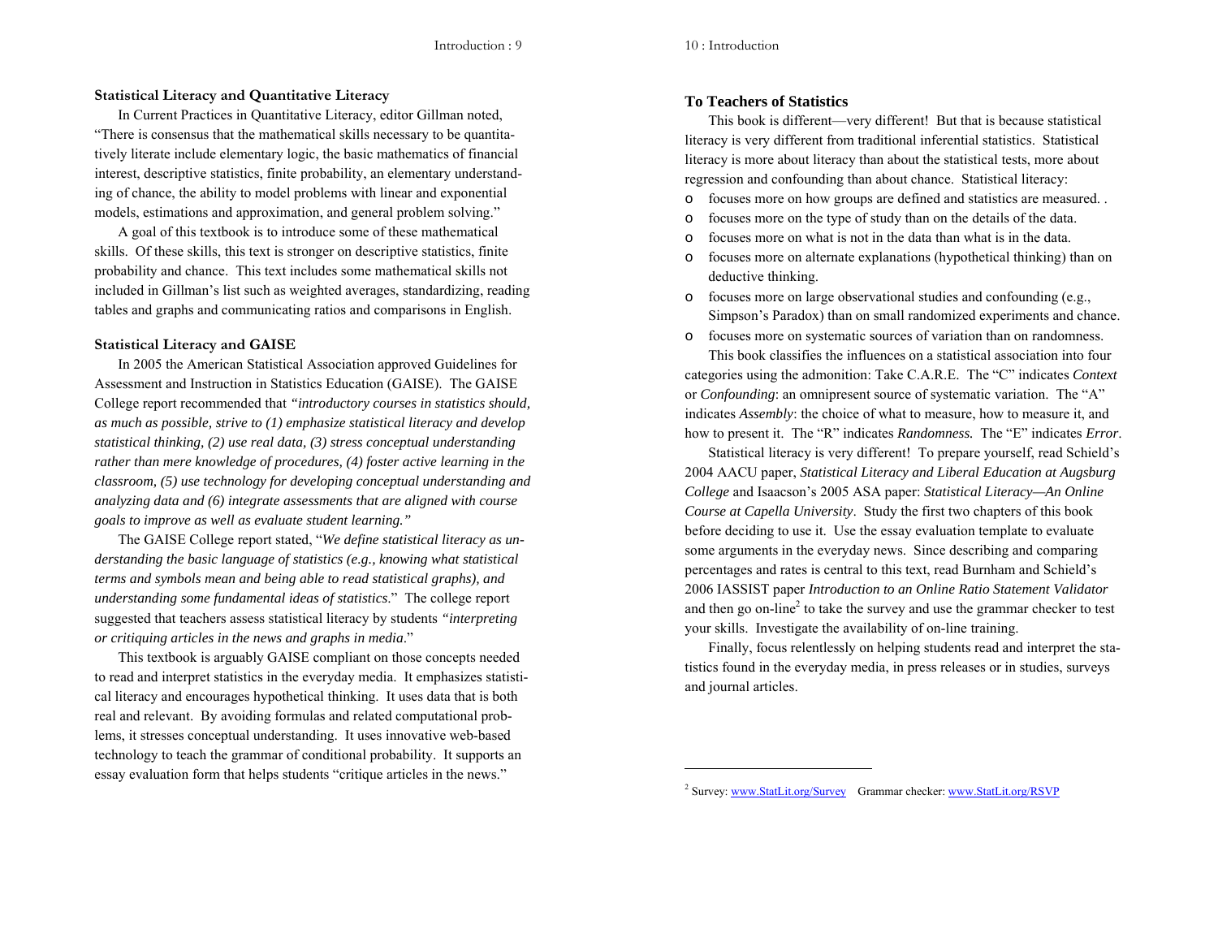### Statistical Literacy and Quantitative Literacy

In Current Practices in Quantitative Literacy, editor Gillman noted, "There is consensus that the mathematical skills necessary to be quantitatively literate include elementary logic, the basic mathematics of financial interest, descriptive statistics, finite probability, an elementary understanding of chance, the ability to model problems with linear and exponential models, estimations and approximation, and general problem solving."

A goal of this textbook is to introduce some of these mathematical skills. Of these skills, this text is stronger on descriptive statistics, finite probability and chance. This text includes some mathematical skills not included in Gillman's list such as weighted averages, standardizing, reading tables and graphs and communicating ratios and comparisons in English.

### Statistical Literacy and GAISE

In 2005 the American Statistical Association approved Guidelines for Assessment and Instruction in Statistics Education (GAISE). The GAISE College report recommended that *"introductory courses in statistics should, as much as possible, strive to (1) emphasize statistical literacy and develop statistical thinking, (2) use real data, (3) stress conceptual understanding rather than mere knowledge of procedures, (4) foster active learning in the classroom, (5) use technology for developing conceptual understanding and analyzing data and (6) integrate assessments that are aligned with course goals to improve as well as evaluate student learning."*

The GAISE College report stated, "*We define statistical literacy as understanding the basic language of statistics (e.g., knowing what statistical terms and symbols mean and being able to read statistical graphs), and understanding some fundamental ideas of statistics*." The college report suggested that teachers assess statistical literacy by students *"interpreting or critiquing articles in the news and graphs in media*."

This textbook is arguably GAISE compliant on those concepts needed to read and interpret statistics in the everyday media. It emphasizes statistical literacy and encourages hypothetical thinking. It uses data that is both real and relevant. By avoiding formulas and related computational problems, it stresses conceptual understanding. It uses innovative web-based technology to teach the grammar of conditional probability. It supports an essay evaluation form that helps students "critique articles in the news."

### To Teachers of Statistics

This book is different—very different! But that is because statistical literacy is very different from traditional inferential statistics. Statistical literacy is more about literacy than about the statistical tests, more about regression and confounding than about chance. Statistical literacy:

- focuses more on how groups are defined and statistics are measured. .
- focuses more on the type of study than on the details of the data.
- focuses more on what is not in the data than what is in the data.
- focuses more on alternate explanations (hypothetical thinking) than on deductive thinking.
- focuses more on large observational studies and confounding (e.g., Simpson's Paradox) than on small randomized experiments and chance.
- focuses more on systematic sources of variation than on randomness.

This book classifies the influences on a statistical association into four categories using the admonition: Take C.A.R.E. The "C" indicates *Context* or *Confounding*: an omnipresent source of systematic variation. The "A" indicates *Assembly*: the choice of what to measure, how to measure it, and how to present it. The "R" indicates *Randomness.* The "E" indicates *Error*.

Statistical literacy is very different! To prepare yourself, read Schield's 2004 AACU paper, *Statistical Literacy and Liberal Education at Augsburg College* and Isaacson's 2005 ASA paper: *Statistical Literacy—An Online Course at Capella University*. Study the first two chapters of this book before deciding to use it. Use the essay evaluation template to evaluate some arguments in the everyday news. Since describing and comparing percentages and rates is central to this text, read Burnham and Schield's 2006 IASSIST paper *Introduction to an Online Ratio Statement Validator* and then go on-line[2] to take the survey and use the grammar checker to test your skills. Investigate the availability of on-line training.

Finally, focus relentlessly on helping students read and interpret the statistics found in the everyday media, in press releases or in studies, surveys and journal articles.

[2] Survey: www.StatLit.org/Survey Grammar checker: www.StatLit.org/RSVP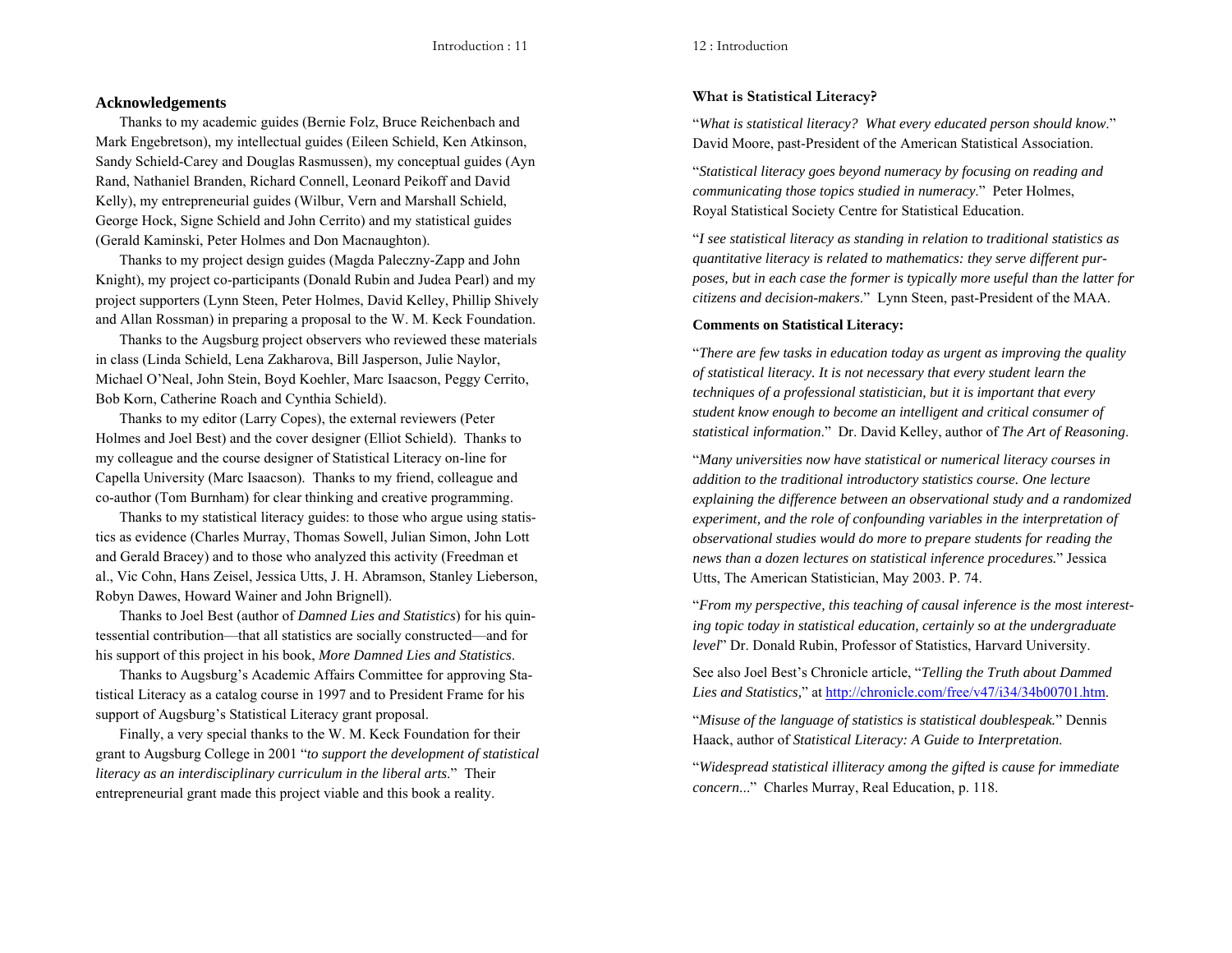## Acknowledgements

Thanks to my academic guides (Bernie Folz, Bruce Reichenbach and Mark Engebretson), my intellectual guides (Eileen Schield, Ken Atkinson, Sandy Schield-Carey and Douglas Rasmussen), my conceptual guides (Ayn Rand, Nathaniel Branden, Richard Connell, Leonard Peikoff and David Kelly), my entrepreneurial guides (Wilbur, Vern and Marshall Schield, George Hock, Signe Schield and John Cerrito) and my statistical guides (Gerald Kaminski, Peter Holmes and Don Macnaughton).

Thanks to my project design guides (Magda Paleczny-Zapp and John Knight), my project co-participants (Donald Rubin and Judea Pearl) and my project supporters (Lynn Steen, Peter Holmes, David Kelley, Phillip Shively and Allan Rossman) in preparing a proposal to the W. M. Keck Foundation.

Thanks to the Augsburg project observers who reviewed these materials in class (Linda Schield, Lena Zakharova, Bill Jasperson, Julie Naylor, Michael O'Neal, John Stein, Boyd Koehler, Marc Isaacson, Peggy Cerrito, Bob Korn, Catherine Roach and Cynthia Schield).

Thanks to my editor (Larry Copes), the external reviewers (Peter Holmes and Joel Best) and the cover designer (Elliot Schield). Thanks to my colleague and the course designer of Statistical Literacy on-line for Capella University (Marc Isaacson). Thanks to my friend, colleague and co-author (Tom Burnham) for clear thinking and creative programming.

Thanks to my statistical literacy guides: to those who argue using statistics as evidence (Charles Murray, Thomas Sowell, Julian Simon, John Lott and Gerald Bracey) and to those who analyzed this activity (Freedman et al., Vic Cohn, Hans Zeisel, Jessica Utts, J. H. Abramson, Stanley Lieberson, Robyn Dawes, Howard Wainer and John Brignell).

Thanks to Joel Best (author of *Damned Lies and Statistics*) for his quintessential contribution—that all statistics are socially constructed—and for his support of this project in his book, *More Damned Lies and Statistics*.

Thanks to Augsburg's Academic Affairs Committee for approving Statistical Literacy as a catalog course in 1997 and to President Frame for his support of Augsburg's Statistical Literacy grant proposal.

Finally, a very special thanks to the W. M. Keck Foundation for their grant to Augsburg College in 2001 "*to support the development of statistical literacy as an interdisciplinary curriculum in the liberal arts*." Their entrepreneurial grant made this project viable and this book a reality.

### What is Statistical Literacy?

"*What is statistical literacy? What every educated person should know*." David Moore, past-President of the American Statistical Association.

"*Statistical literacy goes beyond numeracy by focusing on reading and communicating those topics studied in numeracy*." Peter Holmes, Royal Statistical Society Centre for Statistical Education.

"*I see statistical literacy as standing in relation to traditional statistics as quantitative literacy is related to mathematics: they serve different purposes, but in each case the former is typically more useful than the latter for citizens and decision-makers*." Lynn Steen, past-President of the MAA.

### Comments on Statistical Literacy:

"*There are few tasks in education today as urgent as improving the quality of statistical literacy. It is not necessary that every student learn the techniques of a professional statistician, but it is important that every student know enough to become an intelligent and critical consumer of statistical information*." Dr. David Kelley, author of *The Art of Reasoning*.

"*Many universities now have statistical or numerical literacy courses in addition to the traditional introductory statistics course. One lecture explaining the difference between an observational study and a randomized experiment, and the role of confounding variables in the interpretation of observational studies would do more to prepare students for reading the news than a dozen lectures on statistical inference procedures.*" Jessica Utts, The American Statistician, May 2003. P. 74.

"*From my perspective, this teaching of causal inference is the most interesting topic today in statistical education, certainly so at the undergraduate level*" Dr. Donald Rubin, Professor of Statistics, Harvard University.

See also Joel Best's Chronicle article, "*Telling the Truth about Dammed Lies and Statistics,*" at http://chronicle.com/free/v47/i34/34b00701.htm.

"*Misuse of the language of statistics is statistical doublespeak.*" Dennis Haack, author of *Statistical Literacy: A Guide to Interpretation*.

"*Widespread statistical illiteracy among the gifted is cause for immediate concern...*" Charles Murray, Real Education, p. 118.